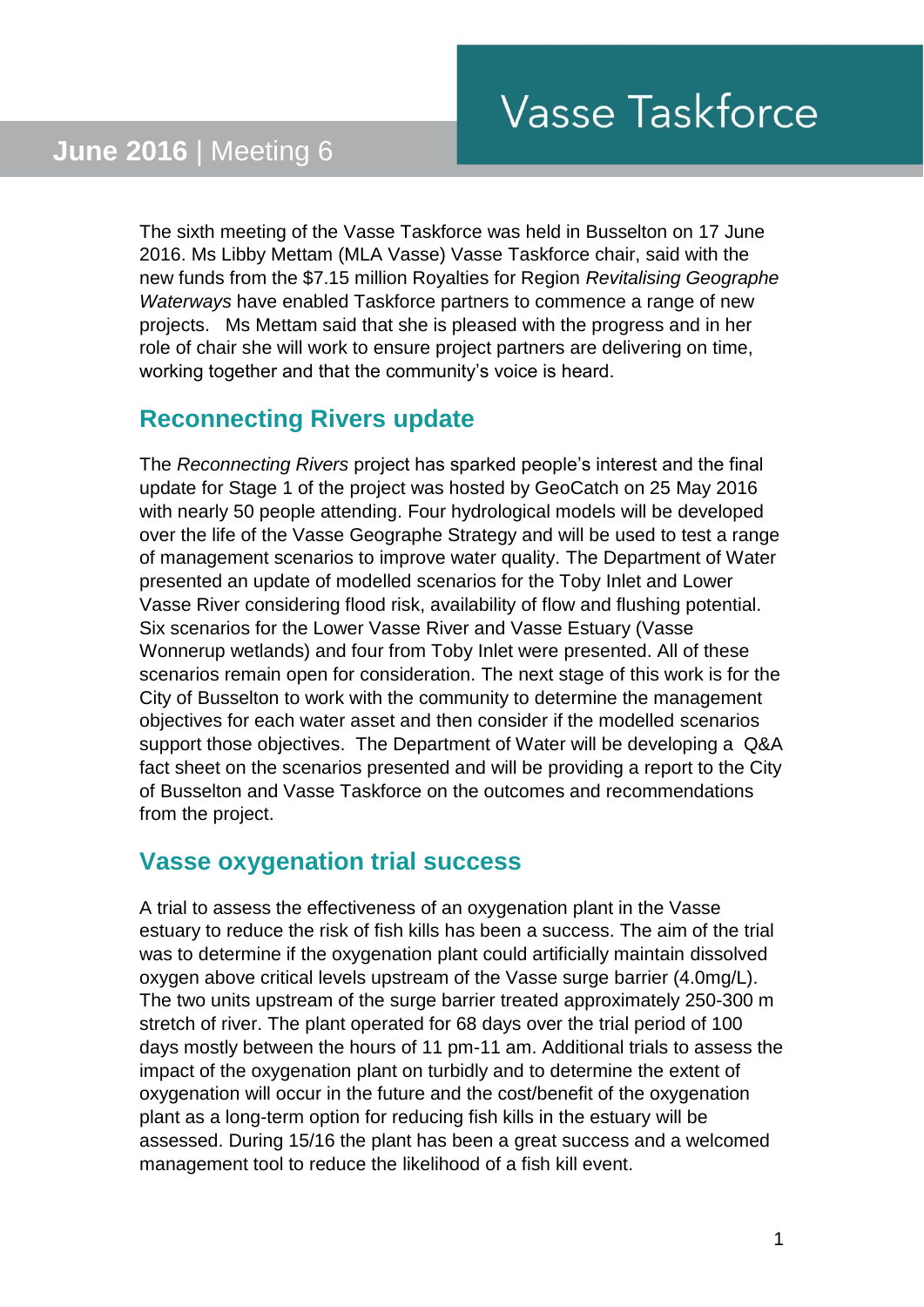# Vasse Taskforce

**June 2016** | Meeting 6

The sixth meeting of the Vasse Taskforce was held in Busselton on 17 June 2016. Ms Libby Mettam (MLA Vasse) Vasse Taskforce chair, said with the new funds from the $7.15 million Royalties for Region *Revitalising Geographe Waterways* have enabled Taskforce partners to commence a range of new projects. Ms Mettam said that she is pleased with the progress and in her role of chair she will work to ensure project partners are delivering on time, working together and that the community's voice is heard.

## Reconnecting Rivers update

The *Reconnecting Rivers* project has sparked people's interest and the final update for Stage 1 of the project was hosted by GeoCatch on 25 May 2016 with nearly 50 people attending. Four hydrological models will be developed over the life of the Vasse Geographe Strategy and will be used to test a range of management scenarios to improve water quality. The Department of Water presented an update of modelled scenarios for the Toby Inlet and Lower Vasse River considering flood risk, availability of flow and flushing potential. Six scenarios for the Lower Vasse River and Vasse Estuary (Vasse Wonnerup wetlands) and four from Toby Inlet were presented. All of these scenarios remain open for consideration. The next stage of this work is for the City of Busselton to work with the community to determine the management objectives for each water asset and then consider if the modelled scenarios support those objectives. The Department of Water will be developing a Q&A fact sheet on the scenarios presented and will be providing a report to the City of Busselton and Vasse Taskforce on the outcomes and recommendations from the project.

## Vasse oxygenation trial success

A trial to assess the effectiveness of an oxygenation plant in the Vasse estuary to reduce the risk of fish kills has been a success. The aim of the trial was to determine if the oxygenation plant could artificially maintain dissolved oxygen above critical levels upstream of the Vasse surge barrier (4.0mg/L). The two units upstream of the surge barrier treated approximately 250-300 m stretch of river. The plant operated for 68 days over the trial period of 100 days mostly between the hours of 11 pm-11 am. Additional trials to assess the impact of the oxygenation plant on turbidly and to determine the extent of oxygenation will occur in the future and the cost/benefit of the oxygenation plant as a long-term option for reducing fish kills in the estuary will be assessed. During 15/16 the plant has been a great success and a welcomed management tool to reduce the likelihood of a fish kill event.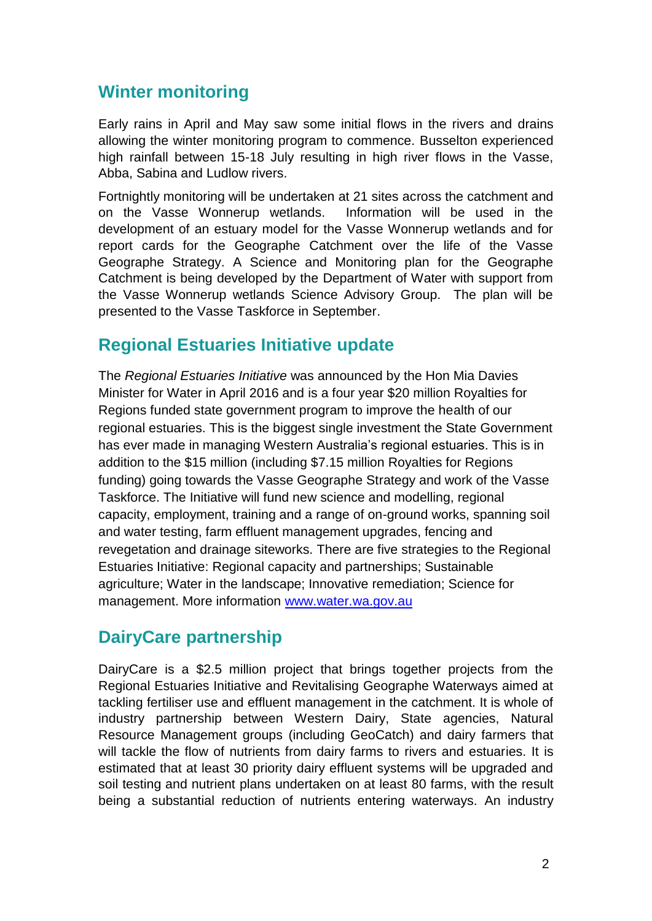## Winter monitoring

Early rains in April and May saw some initial flows in the rivers and drains allowing the winter monitoring program to commence. Busselton experienced high rainfall between 15-18 July resulting in high river flows in the Vasse, Abba, Sabina and Ludlow rivers.

Fortnightly monitoring will be undertaken at 21 sites across the catchment and on the Vasse Wonnerup wetlands. Information will be used in the development of an estuary model for the Vasse Wonnerup wetlands and for report cards for the Geographe Catchment over the life of the Vasse Geographe Strategy. A Science and Monitoring plan for the Geographe Catchment is being developed by the Department of Water with support from the Vasse Wonnerup wetlands Science Advisory Group. The plan will be presented to the Vasse Taskforce in September.

## Regional Estuaries Initiative update

The *Regional Estuaries Initiative* was announced by the Hon Mia Davies Minister for Water in April 2016 and is a four year $20 million Royalties for Regions funded state government program to improve the health of our regional estuaries. This is the biggest single investment the State Government has ever made in managing Western Australia's regional estuaries. This is in addition to the $15 million (including $7.15 million Royalties for Regions funding) going towards the Vasse Geographe Strategy and work of the Vasse Taskforce. The Initiative will fund new science and modelling, regional capacity, employment, training and a range of on-ground works, spanning soil and water testing, farm effluent management upgrades, fencing and revegetation and drainage siteworks. There are five strategies to the Regional Estuaries Initiative: Regional capacity and partnerships; Sustainable agriculture; Water in the landscape; Innovative remediation; Science for management. More information [www.water.wa.gov.au](http://www.water.wa.gov.au)

## DairyCare partnership

DairyCare is a $2.5 million project that brings together projects from the Regional Estuaries Initiative and Revitalising Geographe Waterways aimed at tackling fertiliser use and effluent management in the catchment. It is whole of industry partnership between Western Dairy, State agencies, Natural Resource Management groups (including GeoCatch) and dairy farmers that will tackle the flow of nutrients from dairy farms to rivers and estuaries. It is estimated that at least 30 priority dairy effluent systems will be upgraded and soil testing and nutrient plans undertaken on at least 80 farms, with the result being a substantial reduction of nutrients entering waterways. An industry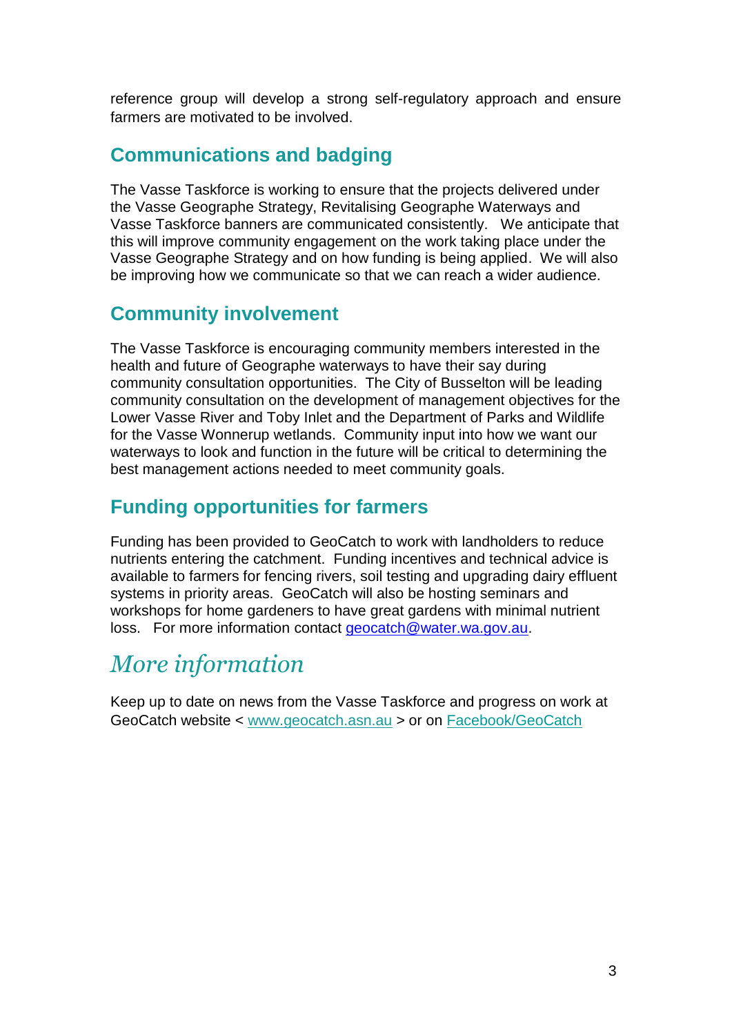reference group will develop a strong self-regulatory approach and ensure farmers are motivated to be involved.

## Communications and badging

The Vasse Taskforce is working to ensure that the projects delivered under the Vasse Geographe Strategy, Revitalising Geographe Waterways and Vasse Taskforce banners are communicated consistently. We anticipate that this will improve community engagement on the work taking place under the Vasse Geographe Strategy and on how funding is being applied. We will also be improving how we communicate so that we can reach a wider audience.

## Community involvement

The Vasse Taskforce is encouraging community members interested in the health and future of Geographe waterways to have their say during community consultation opportunities. The City of Busselton will be leading community consultation on the development of management objectives for the Lower Vasse River and Toby Inlet and the Department of Parks and Wildlife for the Vasse Wonnerup wetlands. Community input into how we want our waterways to look and function in the future will be critical to determining the best management actions needed to meet community goals.

## Funding opportunities for farmers

Funding has been provided to GeoCatch to work with landholders to reduce nutrients entering the catchment. Funding incentives and technical advice is available to farmers for fencing rivers, soil testing and upgrading dairy effluent systems in priority areas. GeoCatch will also be hosting seminars and workshops for home gardeners to have great gardens with minimal nutrient loss. For more information contact geocatch@water.wa.gov.au.

# *More information*

Keep up to date on news from the Vasse Taskforce and progress on work at GeoCatch website < www.geocatch.asn.au > or on Facebook/GeoCatch